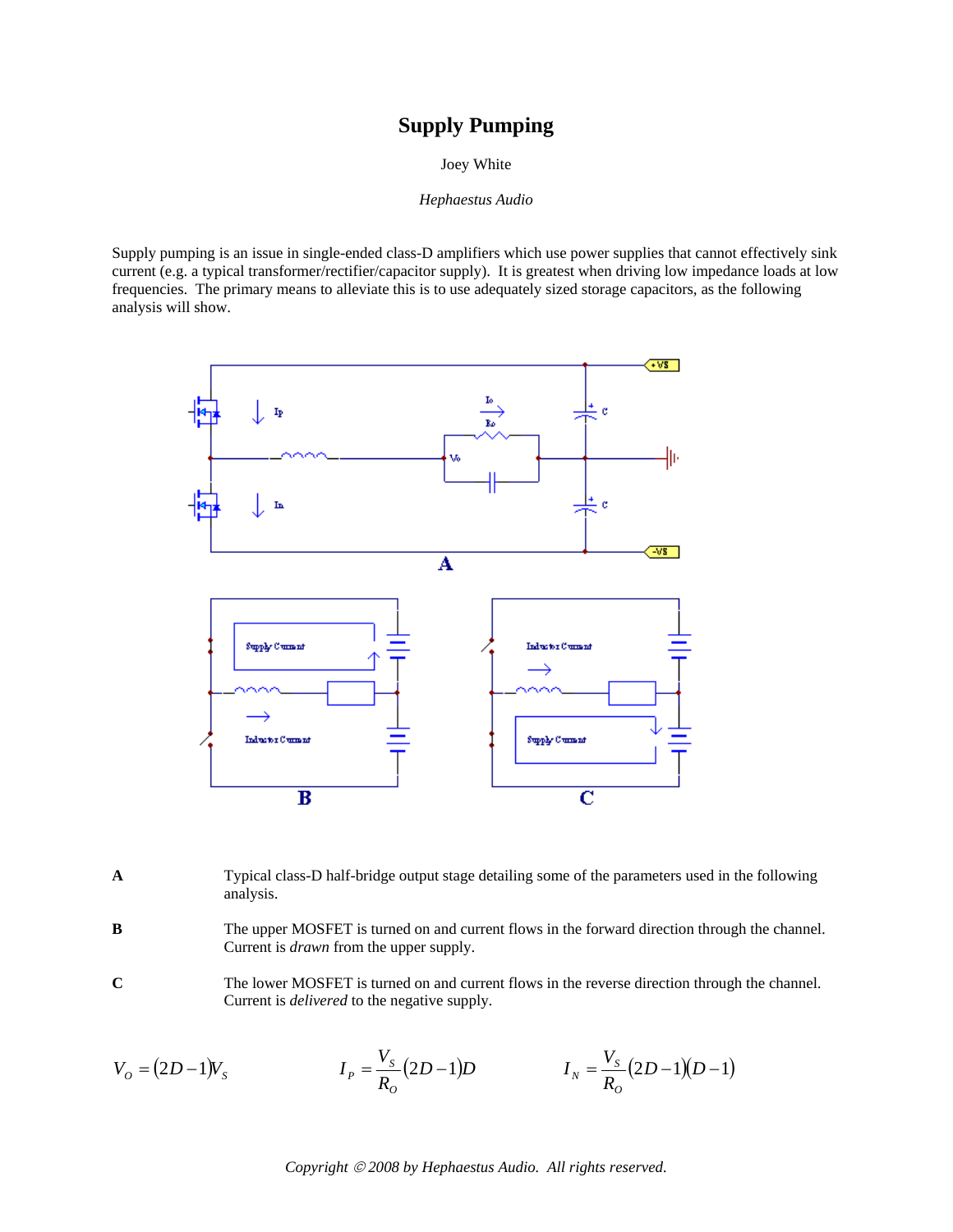# Supply Pumping

Joey White

*Hephaestus Audio*

Supply pumping is an issue in single-ended class-D amplifiers which use power supplies that cannot effectively sink current (e.g. a typical transformer/rectifier/capacitor supply). It is greatest when driving low impedance loads at low frequencies. The primary means to alleviate this is to use adequately sized storage capacitors, as the following analysis will show.

| | |
|---|---|
| **A** | Typical class-D half-bridge output stage detailing some of the parameters used in the following analysis. |
| **B** | The upper MOSFET is turned on and current flows in the forward direction through the channel. Current is *drawn* from the upper supply. |
| **C** | The lower MOSFET is turned on and current flows in the reverse direction through the channel. Current is *delivered* to the negative supply. |

$$V_O = (2D-1)V_S \qquad I_P = \frac{V_S}{R_O}(2D-1)D \qquad I_N = \frac{V_S}{R_O}(2D-1)(D-1)$$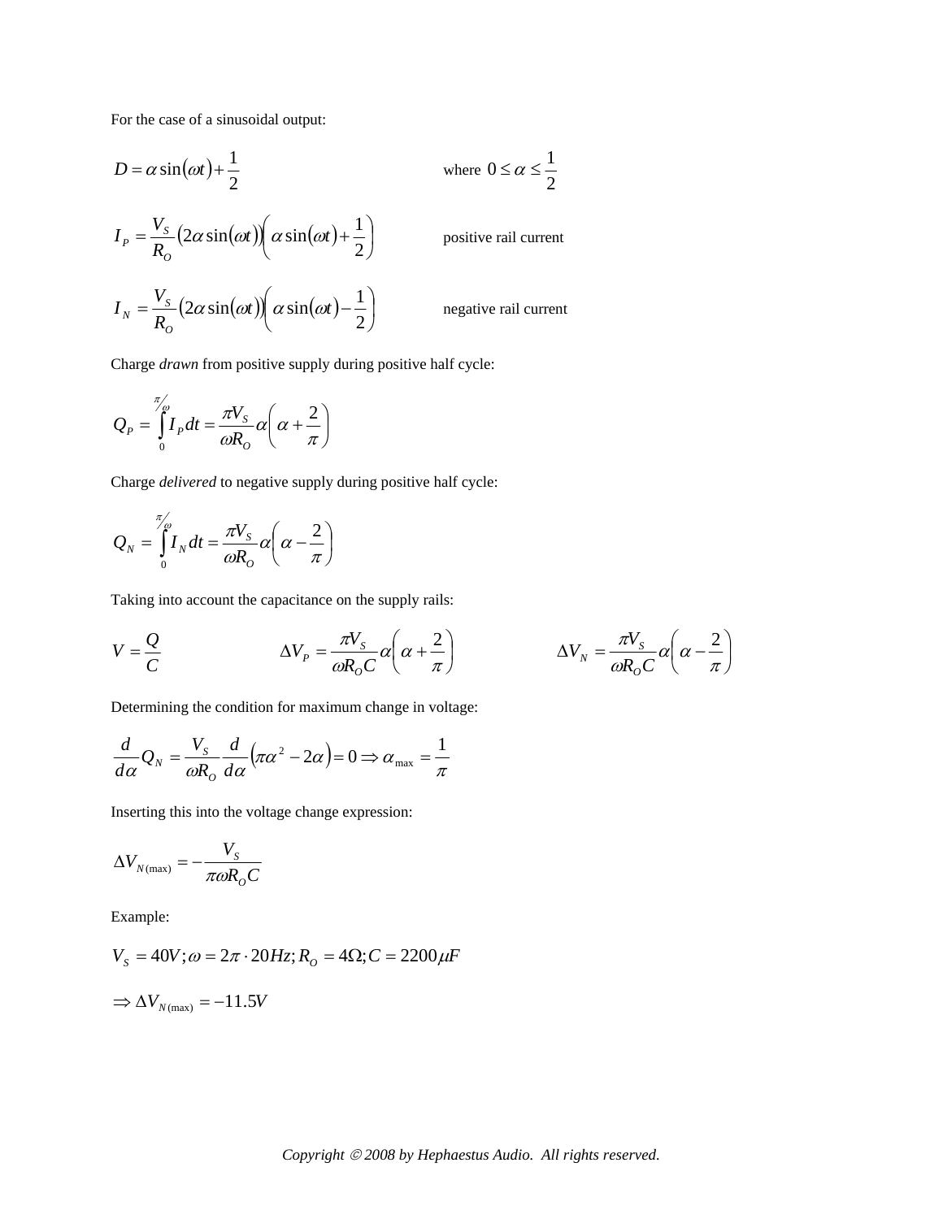For the case of a sinusoidal output:

$$D = \alpha \sin(\omega t) + \frac{1}{2} \qquad \text{where } 0 \le \alpha \le \frac{1}{2}$$

$$I_P = \frac{V_S}{R_O}\left(2\alpha \sin(\omega t)\right)\left(\alpha \sin(\omega t) + \frac{1}{2}\right) \qquad \text{positive rail current}$$

$$I_N = \frac{V_S}{R_O}\left(2\alpha \sin(\omega t)\right)\left(\alpha \sin(\omega t) - \frac{1}{2}\right) \qquad \text{negative rail current}$$

Charge *drawn* from positive supply during positive half cycle:

$$Q_P = \int_0^{\pi/\omega} I_P \, dt = \frac{\pi V_S}{\omega R_O}\alpha\left(\alpha + \frac{2}{\pi}\right)$$

Charge *delivered* to negative supply during positive half cycle:

$$Q_N = \int_0^{\pi/\omega} I_N \, dt = \frac{\pi V_S}{\omega R_O}\alpha\left(\alpha - \frac{2}{\pi}\right)$$

Taking into account the capacitance on the supply rails:

$$V = \frac{Q}{C} \qquad \Delta V_P = \frac{\pi V_S}{\omega R_O C}\alpha\left(\alpha + \frac{2}{\pi}\right) \qquad \Delta V_N = \frac{\pi V_S}{\omega R_O C}\alpha\left(\alpha - \frac{2}{\pi}\right)$$

Determining the condition for maximum change in voltage:

$$\frac{d}{d\alpha}Q_N = \frac{V_S}{\omega R_O}\frac{d}{d\alpha}\left(\pi\alpha^2 - 2\alpha\right) = 0 \Rightarrow \alpha_{\max} = \frac{1}{\pi}$$

Inserting this into the voltage change expression:

$$\Delta V_{N(\max)} = -\frac{V_S}{\pi \omega R_O C}$$

Example:

$$V_S = 40V; \omega = 2\pi \cdot 20Hz; R_O = 4\Omega; C = 2200\mu F$$

$$\Rightarrow \Delta V_{N(\max)} = -11.5V$$

*Copyright © 2008 by Hephaestus Audio. All rights reserved.*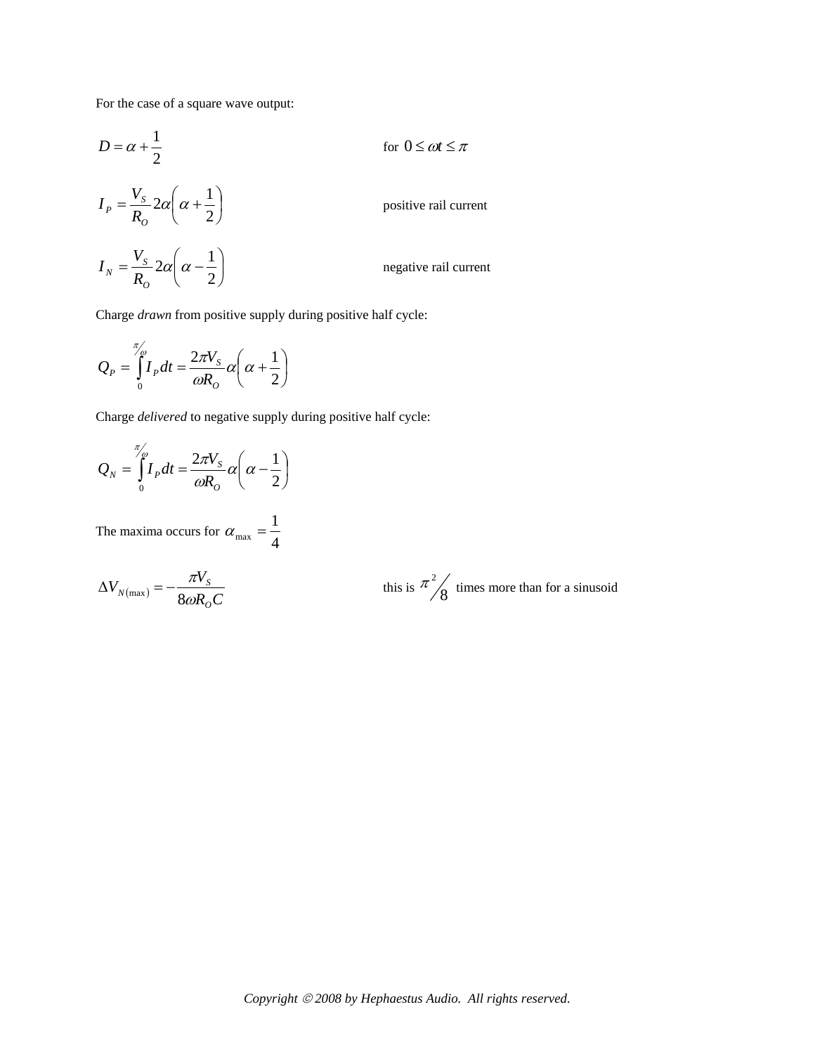For the case of a square wave output:

$$D = \alpha + \frac{1}{2} \qquad \text{for } 0 \le \omega t \le \pi$$

$$I_P = \frac{V_S}{R_O} 2\alpha\left(\alpha + \frac{1}{2}\right) \qquad \text{positive rail current}$$

$$I_N = \frac{V_S}{R_O} 2\alpha\left(\alpha - \frac{1}{2}\right) \qquad \text{negative rail current}$$

Charge *drawn* from positive supply during positive half cycle:

$$Q_P = \int_0^{\pi/\omega} I_P dt = \frac{2\pi V_S}{\omega R_O}\alpha\left(\alpha + \frac{1}{2}\right)$$

Charge *delivered* to negative supply during positive half cycle:

$$Q_N = \int_0^{\pi/\omega} I_P dt = \frac{2\pi V_S}{\omega R_O}\alpha\left(\alpha - \frac{1}{2}\right)$$

The maxima occurs for $\alpha_{\max} = \frac{1}{4}$

$$\Delta V_{N(\max)} = -\frac{\pi V_S}{8\omega R_O C} \qquad \text{this is } \pi^2/8 \text{ times more than for a sinusoid}$$